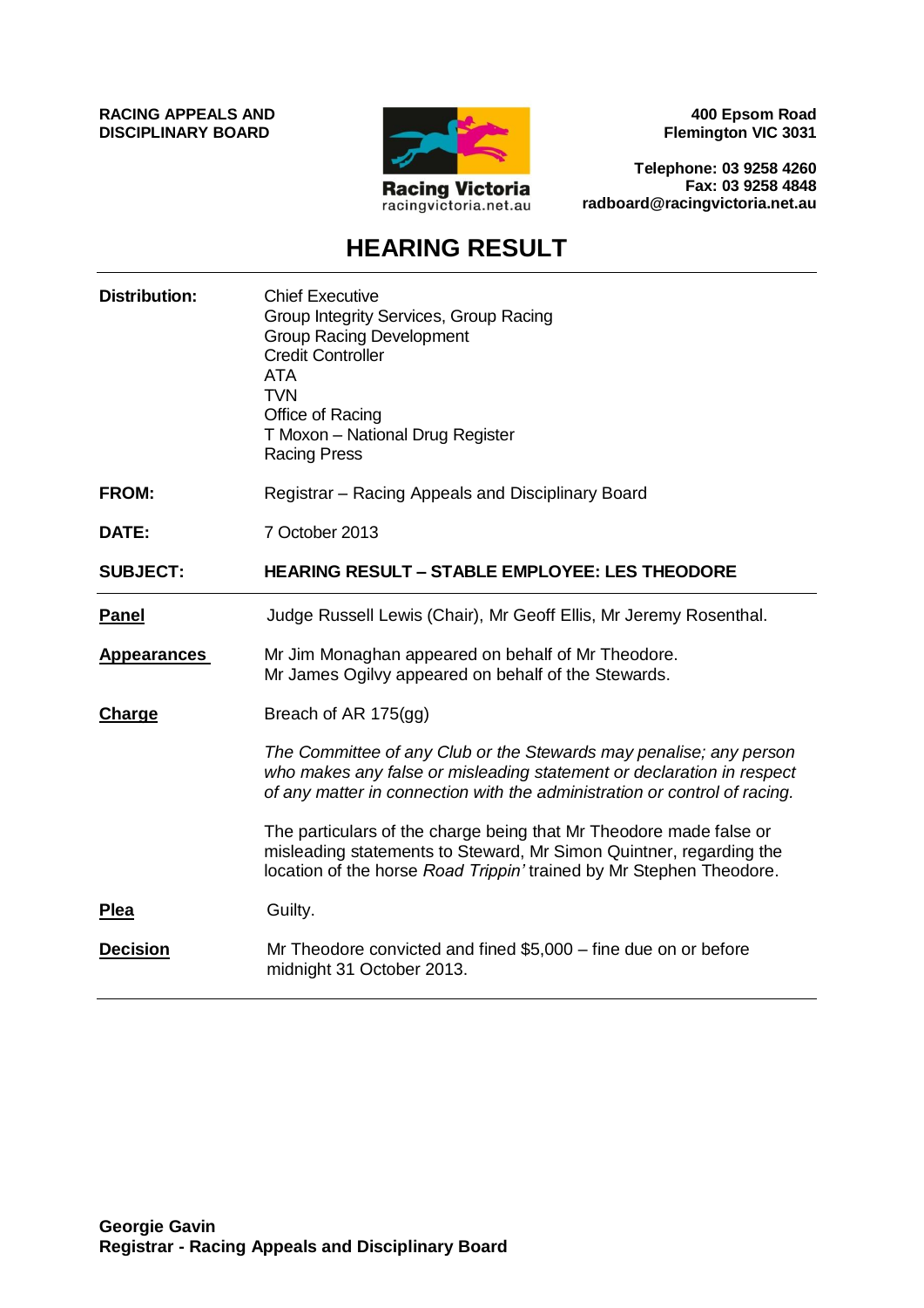**RACING APPEALS AND DISCIPLINARY BOARD**

Racing Victoria
racingvictoria.net.au

**400 Epsom Road**
**Flemington VIC 3031**

**Telephone: 03 9258 4260**
**Fax: 03 9258 4848**
**radboard@racingvictoria.net.au**

# HEARING RESULT

**Distribution:** Chief Executive
Group Integrity Services, Group Racing
Group Racing Development
Credit Controller
ATA
TVN
Office of Racing
T Moxon – National Drug Register
Racing Press

**FROM:** Registrar – Racing Appeals and Disciplinary Board

**DATE:** 7 October 2013

**SUBJECT:** **HEARING RESULT – STABLE EMPLOYEE: LES THEODORE**

---

**Panel** Judge Russell Lewis (Chair), Mr Geoff Ellis, Mr Jeremy Rosenthal.

**Appearances** Mr Jim Monaghan appeared on behalf of Mr Theodore.
Mr James Ogilvy appeared on behalf of the Stewards.

**Charge** Breach of AR 175(gg)

*The Committee of any Club or the Stewards may penalise; any person who makes any false or misleading statement or declaration in respect of any matter in connection with the administration or control of racing.*

The particulars of the charge being that Mr Theodore made false or misleading statements to Steward, Mr Simon Quintner, regarding the location of the horse *Road Trippin'* trained by Mr Stephen Theodore.

**Plea** Guilty.

**Decision** Mr Theodore convicted and fined $5,000 – fine due on or before midnight 31 October 2013.

---

**Georgie Gavin**
**Registrar - Racing Appeals and Disciplinary Board**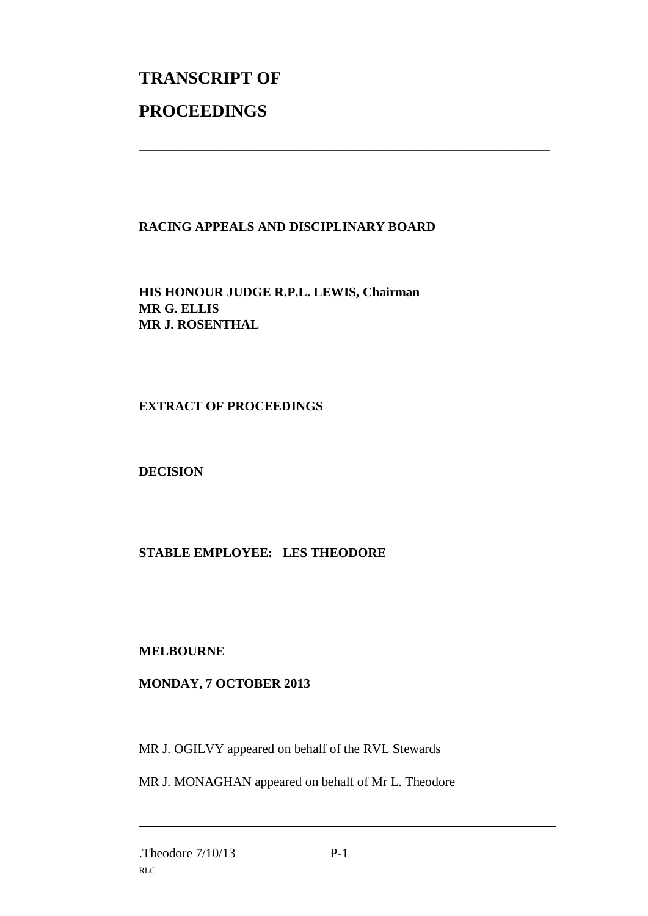# TRANSCRIPT OF PROCEEDINGS

---

**RACING APPEALS AND DISCIPLINARY BOARD**

**HIS HONOUR JUDGE R.P.L. LEWIS, Chairman**
**MR G. ELLIS**
**MR J. ROSENTHAL**

**EXTRACT OF PROCEEDINGS**

**DECISION**

**STABLE EMPLOYEE: LES THEODORE**

**MELBOURNE**

**MONDAY, 7 OCTOBER 2013**

MR J. OGILVY appeared on behalf of the RVL Stewards

MR J. MONAGHAN appeared on behalf of Mr L. Theodore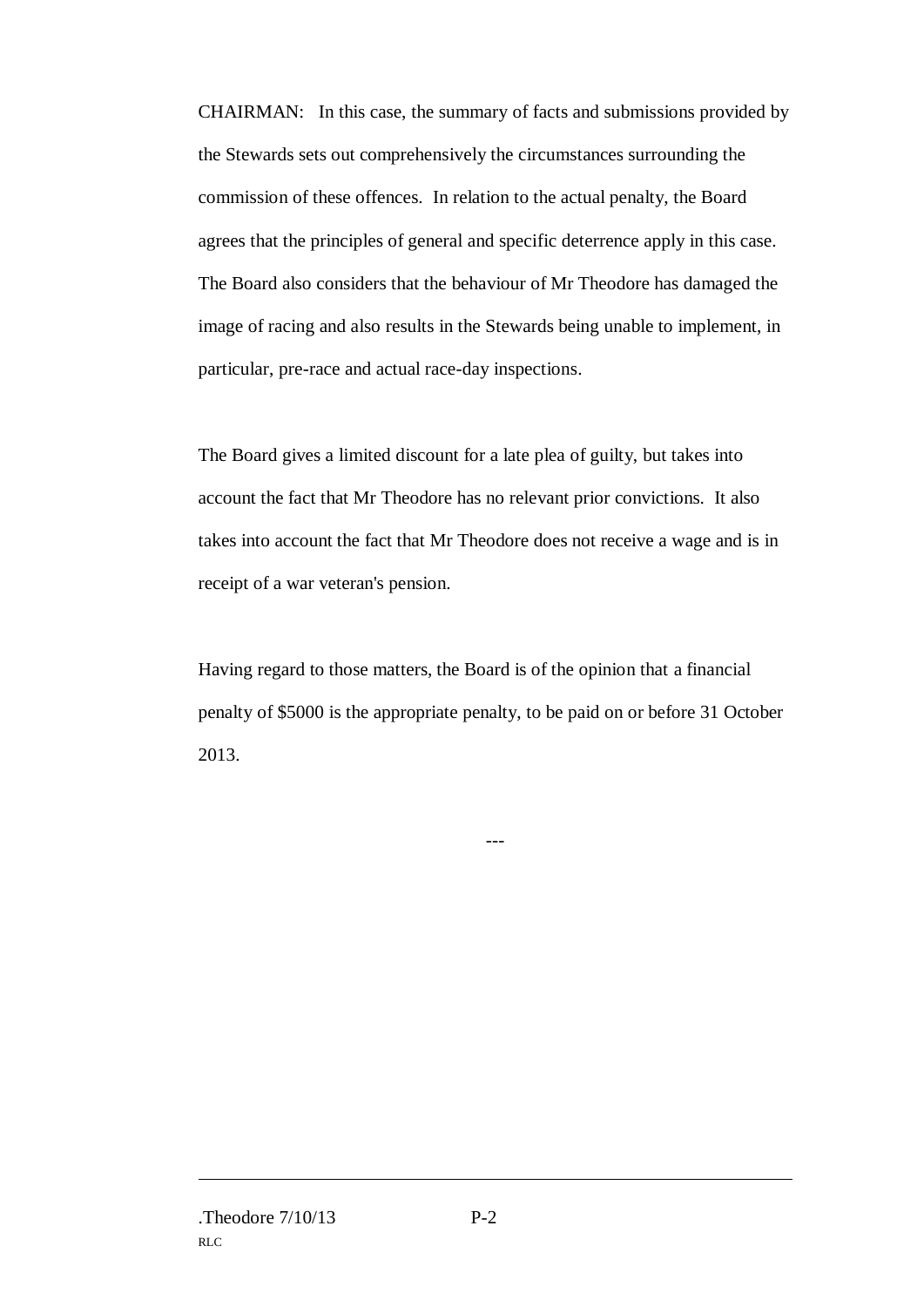CHAIRMAN: In this case, the summary of facts and submissions provided by the Stewards sets out comprehensively the circumstances surrounding the commission of these offences. In relation to the actual penalty, the Board agrees that the principles of general and specific deterrence apply in this case. The Board also considers that the behaviour of Mr Theodore has damaged the image of racing and also results in the Stewards being unable to implement, in particular, pre-race and actual race-day inspections.

The Board gives a limited discount for a late plea of guilty, but takes into account the fact that Mr Theodore has no relevant prior convictions. It also takes into account the fact that Mr Theodore does not receive a wage and is in receipt of a war veteran's pension.

Having regard to those matters, the Board is of the opinion that a financial penalty of $5000 is the appropriate penalty, to be paid on or before 31 October 2013.

---